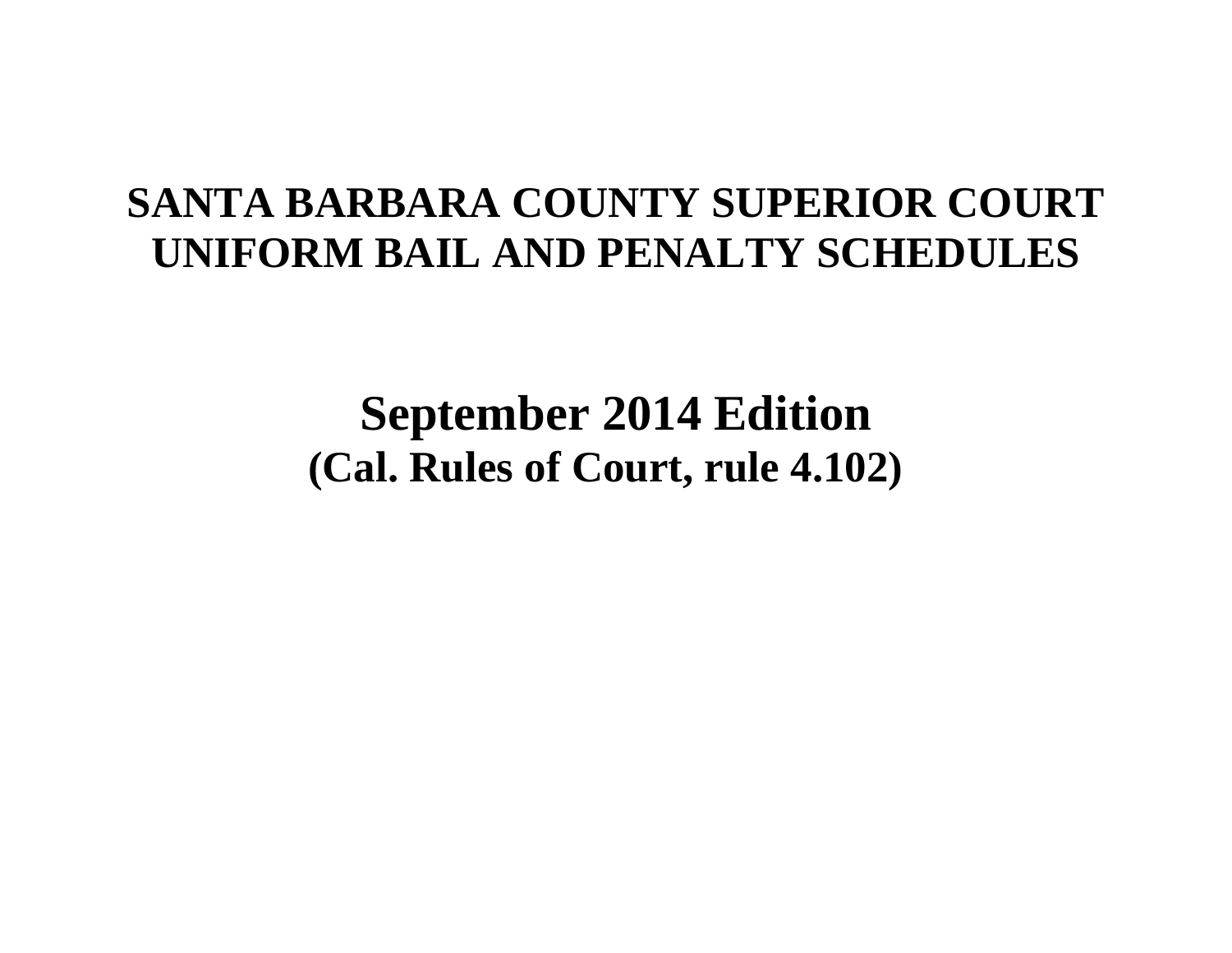# SANTA BARBARA COUNTY SUPERIOR COURT UNIFORM BAIL AND PENALTY SCHEDULES

## September 2014 Edition

**(Cal. Rules of Court, rule 4.102)**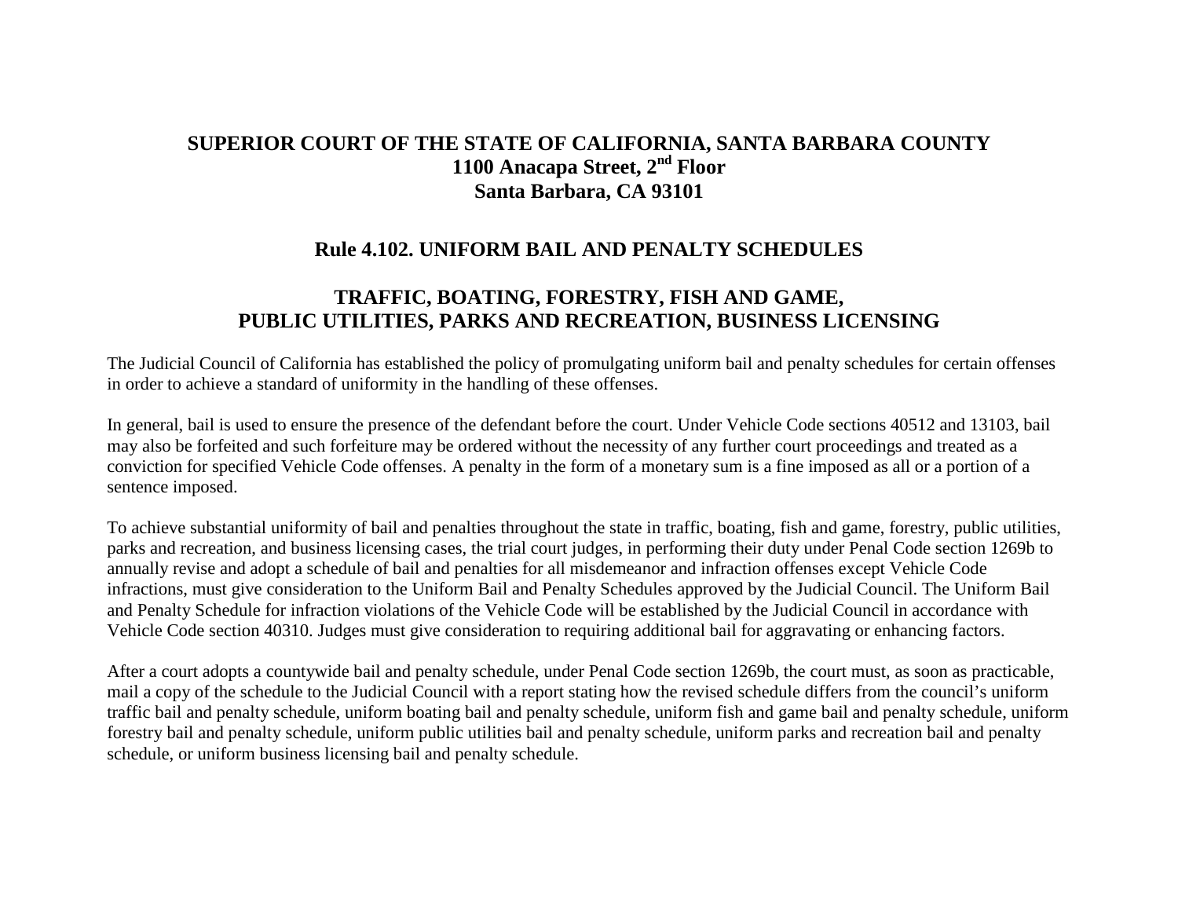# SUPERIOR COURT OF THE STATE OF CALIFORNIA, SANTA BARBARA COUNTY
## 1100 Anacapa Street, 2nd Floor
## Santa Barbara, CA 93101

## Rule 4.102. UNIFORM BAIL AND PENALTY SCHEDULES

## TRAFFIC, BOATING, FORESTRY, FISH AND GAME, PUBLIC UTILITIES, PARKS AND RECREATION, BUSINESS LICENSING

The Judicial Council of California has established the policy of promulgating uniform bail and penalty schedules for certain offenses in order to achieve a standard of uniformity in the handling of these offenses.

In general, bail is used to ensure the presence of the defendant before the court. Under Vehicle Code sections 40512 and 13103, bail may also be forfeited and such forfeiture may be ordered without the necessity of any further court proceedings and treated as a conviction for specified Vehicle Code offenses. A penalty in the form of a monetary sum is a fine imposed as all or a portion of a sentence imposed.

To achieve substantial uniformity of bail and penalties throughout the state in traffic, boating, fish and game, forestry, public utilities, parks and recreation, and business licensing cases, the trial court judges, in performing their duty under Penal Code section 1269b to annually revise and adopt a schedule of bail and penalties for all misdemeanor and infraction offenses except Vehicle Code infractions, must give consideration to the Uniform Bail and Penalty Schedules approved by the Judicial Council. The Uniform Bail and Penalty Schedule for infraction violations of the Vehicle Code will be established by the Judicial Council in accordance with Vehicle Code section 40310. Judges must give consideration to requiring additional bail for aggravating or enhancing factors.

After a court adopts a countywide bail and penalty schedule, under Penal Code section 1269b, the court must, as soon as practicable, mail a copy of the schedule to the Judicial Council with a report stating how the revised schedule differs from the council's uniform traffic bail and penalty schedule, uniform boating bail and penalty schedule, uniform fish and game bail and penalty schedule, uniform forestry bail and penalty schedule, uniform public utilities bail and penalty schedule, uniform parks and recreation bail and penalty schedule, or uniform business licensing bail and penalty schedule.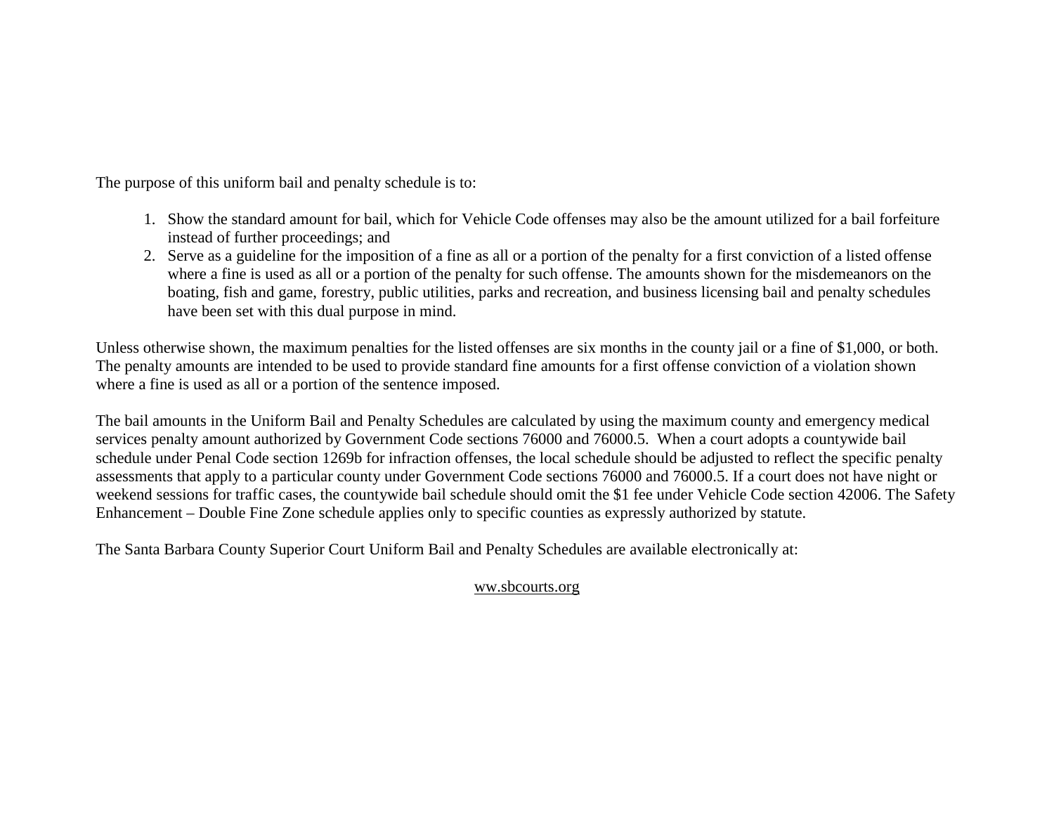The purpose of this uniform bail and penalty schedule is to:

1. Show the standard amount for bail, which for Vehicle Code offenses may also be the amount utilized for a bail forfeiture instead of further proceedings; and
2. Serve as a guideline for the imposition of a fine as all or a portion of the penalty for a first conviction of a listed offense where a fine is used as all or a portion of the penalty for such offense. The amounts shown for the misdemeanors on the boating, fish and game, forestry, public utilities, parks and recreation, and business licensing bail and penalty schedules have been set with this dual purpose in mind.

Unless otherwise shown, the maximum penalties for the listed offenses are six months in the county jail or a fine of $1,000, or both. The penalty amounts are intended to be used to provide standard fine amounts for a first offense conviction of a violation shown where a fine is used as all or a portion of the sentence imposed.

The bail amounts in the Uniform Bail and Penalty Schedules are calculated by using the maximum county and emergency medical services penalty amount authorized by Government Code sections 76000 and 76000.5. When a court adopts a countywide bail schedule under Penal Code section 1269b for infraction offenses, the local schedule should be adjusted to reflect the specific penalty assessments that apply to a particular county under Government Code sections 76000 and 76000.5. If a court does not have night or weekend sessions for traffic cases, the countywide bail schedule should omit the $1 fee under Vehicle Code section 42006. The Safety Enhancement – Double Fine Zone schedule applies only to specific counties as expressly authorized by statute.

The Santa Barbara County Superior Court Uniform Bail and Penalty Schedules are available electronically at:

ww.sbcourts.org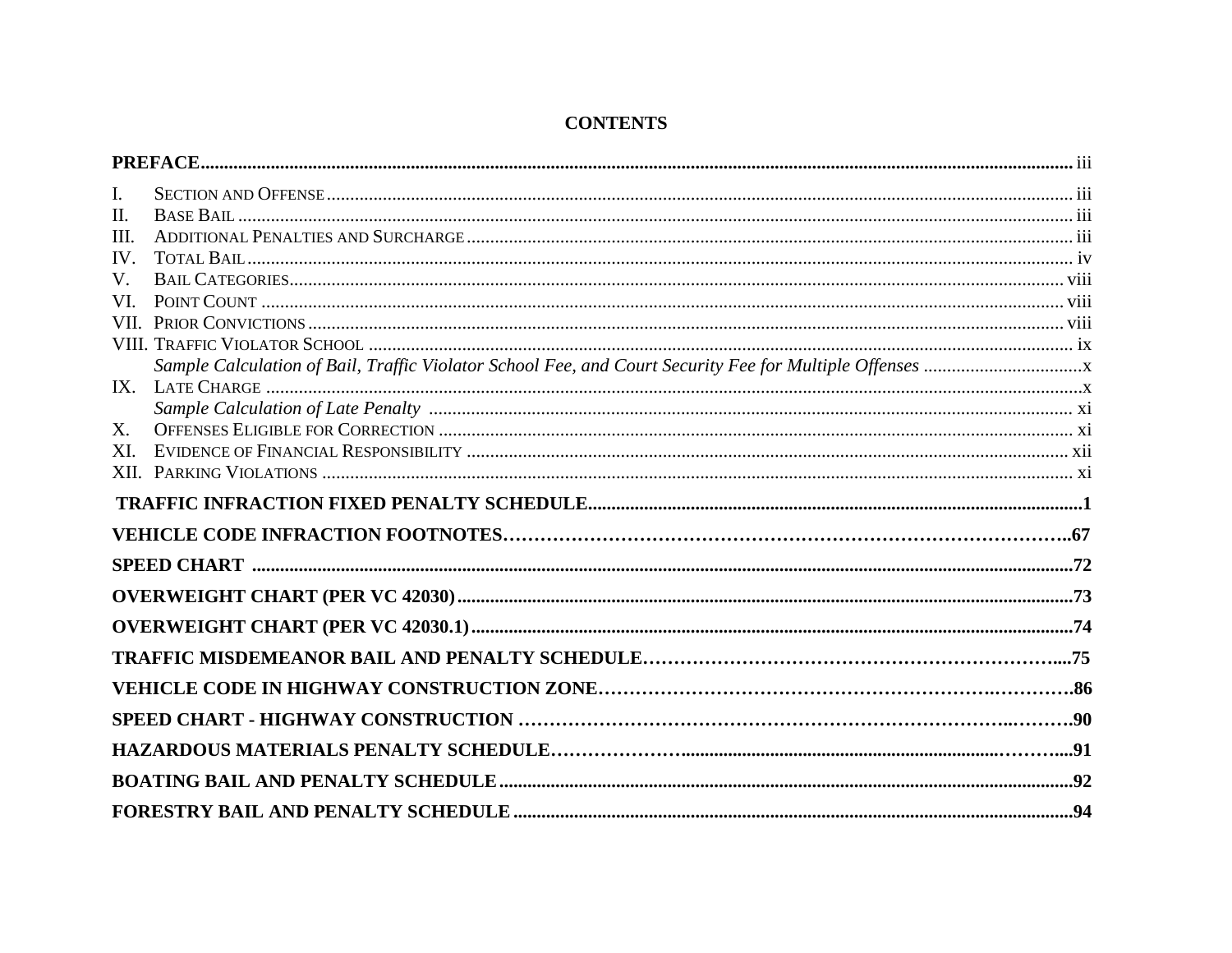# CONTENTS

**PREFACE** ..... iii

I. SECTION AND OFFENSE ..... iii
II. BASE BAIL ..... iii
III. ADDITIONAL PENALTIES AND SURCHARGE ..... iii
IV. TOTAL BAIL ..... iv
V. BAIL CATEGORIES ..... viii
VI. POINT COUNT ..... viii
VII. PRIOR CONVICTIONS ..... viii
VIII. TRAFFIC VIOLATOR SCHOOL ..... ix
*Sample Calculation of Bail, Traffic Violator School Fee, and Court Security Fee for Multiple Offenses* ..... x
IX. LATE CHARGE ..... x
*Sample Calculation of Late Penalty* ..... xi
X. OFFENSES ELIGIBLE FOR CORRECTION ..... xi
XI. EVIDENCE OF FINANCIAL RESPONSIBILITY ..... xii
XII. PARKING VIOLATIONS ..... xi

**TRAFFIC INFRACTION FIXED PENALTY SCHEDULE** ..... 1

**VEHICLE CODE INFRACTION FOOTNOTES** ..... 67

**SPEED CHART** ..... 72

**OVERWEIGHT CHART (PER VC 42030)** ..... 73

**OVERWEIGHT CHART (PER VC 42030.1)** ..... 74

**TRAFFIC MISDEMEANOR BAIL AND PENALTY SCHEDULE** ..... 75

**VEHICLE CODE IN HIGHWAY CONSTRUCTION ZONE** ..... 86

**SPEED CHART - HIGHWAY CONSTRUCTION** ..... 90

**HAZARDOUS MATERIALS PENALTY SCHEDULE** ..... 91

**BOATING BAIL AND PENALTY SCHEDULE** ..... 92

**FORESTRY BAIL AND PENALTY SCHEDULE** ..... 94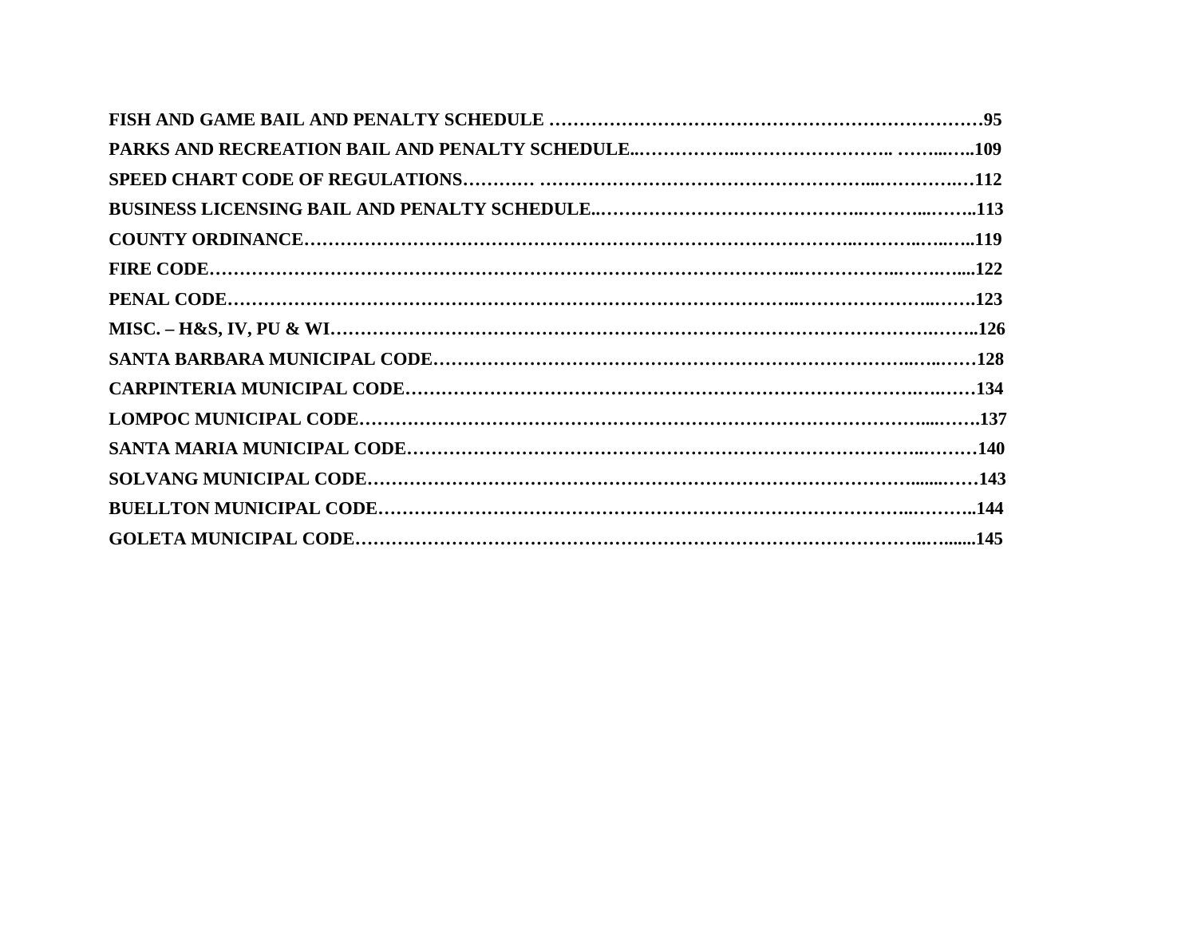**FISH AND GAME BAIL AND PENALTY SCHEDULE ………………………………………………………………95**

**PARKS AND RECREATION BAIL AND PENALTY SCHEDULE..……………..…………………….. ……...…..109**

**SPEED CHART CODE OF REGULATIONS……….. …………………………………………….....…………..…112**

**BUSINESS LICENSING BAIL AND PENALTY SCHEDULE..…………………………………..………....……..113**

**COUNTY ORDINANCE……………………………………………………………………………..……….…..…..119**

**FIRE CODE………………………………………………………………………………………..………….....…....122**

**PENAL CODE……………………………………………………………………………..………………..…….123**

**MISC. – H&S, IV, PU & WI………………………………………………………………………………….……..126**

**SANTA BARBARA MUNICIPAL CODE……………………………………………………………………..…..……128**

**CARPINTERIA MUNICIPAL CODE…………………………………………………………………………..…..……134**

**LOMPOC MUNICIPAL CODE…………………………………………………………………………......…….137**

**SANTA MARIA MUNICIPAL CODE……………………………………………………………………..………140**

**SOLVANG MUNICIPAL CODE…………………………………………………………………………......……143**

**BUELLTON MUNICIPAL CODE…………………………………………………………………..………..144**

**GOLETA MUNICIPAL CODE…………………………………………………………………………..….......145**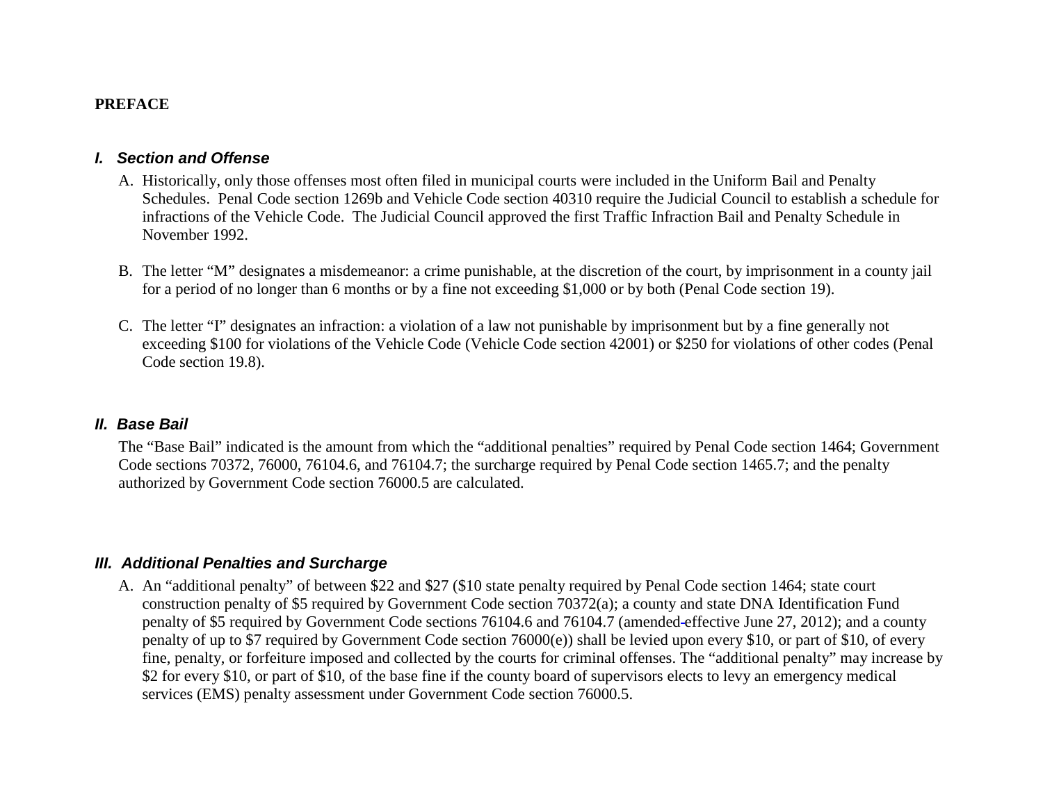**PREFACE**

### *I. Section and Offense*

A. Historically, only those offenses most often filed in municipal courts were included in the Uniform Bail and Penalty Schedules. Penal Code section 1269b and Vehicle Code section 40310 require the Judicial Council to establish a schedule for infractions of the Vehicle Code. The Judicial Council approved the first Traffic Infraction Bail and Penalty Schedule in November 1992.

B. The letter "M" designates a misdemeanor: a crime punishable, at the discretion of the court, by imprisonment in a county jail for a period of no longer than 6 months or by a fine not exceeding $1,000 or by both (Penal Code section 19).

C. The letter "I" designates an infraction: a violation of a law not punishable by imprisonment but by a fine generally not exceeding $100 for violations of the Vehicle Code (Vehicle Code section 42001) or $250 for violations of other codes (Penal Code section 19.8).

### *II. Base Bail*

The "Base Bail" indicated is the amount from which the "additional penalties" required by Penal Code section 1464; Government Code sections 70372, 76000, 76104.6, and 76104.7; the surcharge required by Penal Code section 1465.7; and the penalty authorized by Government Code section 76000.5 are calculated.

### *III. Additional Penalties and Surcharge*

A. An "additional penalty" of between $22 and $27 ($10 state penalty required by Penal Code section 1464; state court construction penalty of $5 required by Government Code section 70372(a); a county and state DNA Identification Fund penalty of $5 required by Government Code sections 76104.6 and 76104.7 (amended effective June 27, 2012); and a county penalty of up to $7 required by Government Code section 76000(e)) shall be levied upon every $10, or part of $10, of every fine, penalty, or forfeiture imposed and collected by the courts for criminal offenses. The "additional penalty" may increase by $2 for every $10, or part of $10, of the base fine if the county board of supervisors elects to levy an emergency medical services (EMS) penalty assessment under Government Code section 76000.5.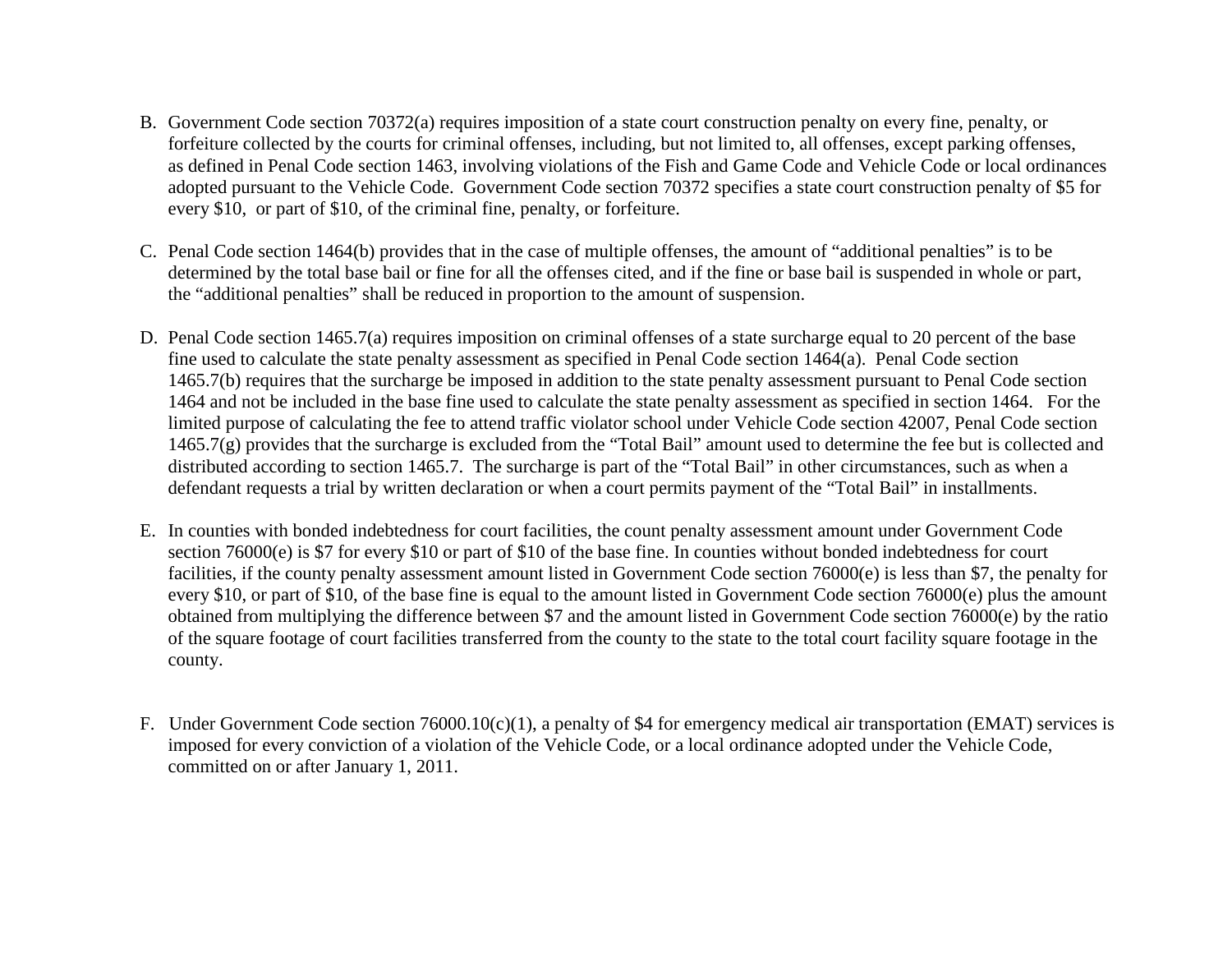B. Government Code section 70372(a) requires imposition of a state court construction penalty on every fine, penalty, or forfeiture collected by the courts for criminal offenses, including, but not limited to, all offenses, except parking offenses, as defined in Penal Code section 1463, involving violations of the Fish and Game Code and Vehicle Code or local ordinances adopted pursuant to the Vehicle Code. Government Code section 70372 specifies a state court construction penalty of $5 for every $10, or part of $10, of the criminal fine, penalty, or forfeiture.

C. Penal Code section 1464(b) provides that in the case of multiple offenses, the amount of "additional penalties" is to be determined by the total base bail or fine for all the offenses cited, and if the fine or base bail is suspended in whole or part, the "additional penalties" shall be reduced in proportion to the amount of suspension.

D. Penal Code section 1465.7(a) requires imposition on criminal offenses of a state surcharge equal to 20 percent of the base fine used to calculate the state penalty assessment as specified in Penal Code section 1464(a). Penal Code section 1465.7(b) requires that the surcharge be imposed in addition to the state penalty assessment pursuant to Penal Code section 1464 and not be included in the base fine used to calculate the state penalty assessment as specified in section 1464. For the limited purpose of calculating the fee to attend traffic violator school under Vehicle Code section 42007, Penal Code section 1465.7(g) provides that the surcharge is excluded from the "Total Bail" amount used to determine the fee but is collected and distributed according to section 1465.7. The surcharge is part of the "Total Bail" in other circumstances, such as when a defendant requests a trial by written declaration or when a court permits payment of the "Total Bail" in installments.

E. In counties with bonded indebtedness for court facilities, the count penalty assessment amount under Government Code section 76000(e) is $7 for every $10 or part of $10 of the base fine. In counties without bonded indebtedness for court facilities, if the county penalty assessment amount listed in Government Code section 76000(e) is less than $7, the penalty for every $10, or part of $10, of the base fine is equal to the amount listed in Government Code section 76000(e) plus the amount obtained from multiplying the difference between $7 and the amount listed in Government Code section 76000(e) by the ratio of the square footage of court facilities transferred from the county to the state to the total court facility square footage in the county.

F. Under Government Code section 76000.10(c)(1), a penalty of $4 for emergency medical air transportation (EMAT) services is imposed for every conviction of a violation of the Vehicle Code, or a local ordinance adopted under the Vehicle Code, committed on or after January 1, 2011.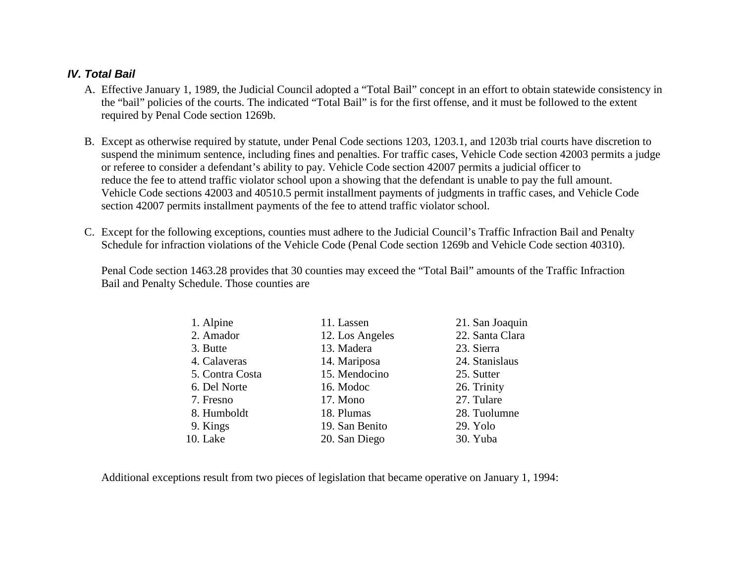### *IV. Total Bail*

A. Effective January 1, 1989, the Judicial Council adopted a "Total Bail" concept in an effort to obtain statewide consistency in the "bail" policies of the courts. The indicated "Total Bail" is for the first offense, and it must be followed to the extent required by Penal Code section 1269b.

B. Except as otherwise required by statute, under Penal Code sections 1203, 1203.1, and 1203b trial courts have discretion to suspend the minimum sentence, including fines and penalties. For traffic cases, Vehicle Code section 42003 permits a judge or referee to consider a defendant's ability to pay. Vehicle Code section 42007 permits a judicial officer to reduce the fee to attend traffic violator school upon a showing that the defendant is unable to pay the full amount. Vehicle Code sections 42003 and 40510.5 permit installment payments of judgments in traffic cases, and Vehicle Code section 42007 permits installment payments of the fee to attend traffic violator school.

C. Except for the following exceptions, counties must adhere to the Judicial Council's Traffic Infraction Bail and Penalty Schedule for infraction violations of the Vehicle Code (Penal Code section 1269b and Vehicle Code section 40310).

   Penal Code section 1463.28 provides that 30 counties may exceed the "Total Bail" amounts of the Traffic Infraction Bail and Penalty Schedule. Those counties are

   1. Alpine
   2. Amador
   3. Butte
   4. Calaveras
   5. Contra Costa
   6. Del Norte
   7. Fresno
   8. Humboldt
   9. Kings
   10. Lake
   11. Lassen
   12. Los Angeles
   13. Madera
   14. Mariposa
   15. Mendocino
   16. Modoc
   17. Mono
   18. Plumas
   19. San Benito
   20. San Diego
   21. San Joaquin
   22. Santa Clara
   23. Sierra
   24. Stanislaus
   25. Sutter
   26. Trinity
   27. Tulare
   28. Tuolumne
   29. Yolo
   30. Yuba

   Additional exceptions result from two pieces of legislation that became operative on January 1, 1994: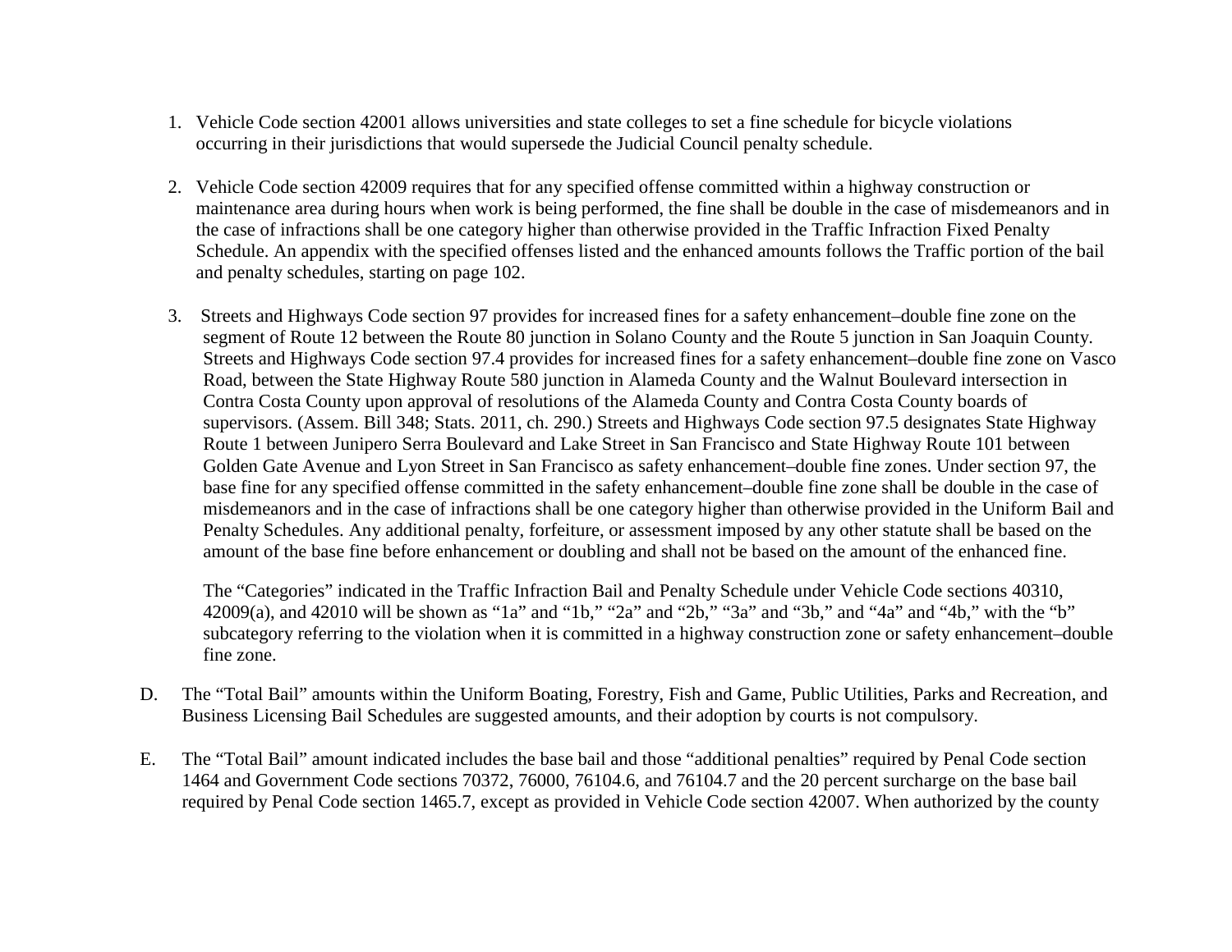1. Vehicle Code section 42001 allows universities and state colleges to set a fine schedule for bicycle violations occurring in their jurisdictions that would supersede the Judicial Council penalty schedule.

2. Vehicle Code section 42009 requires that for any specified offense committed within a highway construction or maintenance area during hours when work is being performed, the fine shall be double in the case of misdemeanors and in the case of infractions shall be one category higher than otherwise provided in the Traffic Infraction Fixed Penalty Schedule. An appendix with the specified offenses listed and the enhanced amounts follows the Traffic portion of the bail and penalty schedules, starting on page 102.

3. Streets and Highways Code section 97 provides for increased fines for a safety enhancement–double fine zone on the segment of Route 12 between the Route 80 junction in Solano County and the Route 5 junction in San Joaquin County. Streets and Highways Code section 97.4 provides for increased fines for a safety enhancement–double fine zone on Vasco Road, between the State Highway Route 580 junction in Alameda County and the Walnut Boulevard intersection in Contra Costa County upon approval of resolutions of the Alameda County and Contra Costa County boards of supervisors. (Assem. Bill 348; Stats. 2011, ch. 290.) Streets and Highways Code section 97.5 designates State Highway Route 1 between Junipero Serra Boulevard and Lake Street in San Francisco and State Highway Route 101 between Golden Gate Avenue and Lyon Street in San Francisco as safety enhancement–double fine zones. Under section 97, the base fine for any specified offense committed in the safety enhancement–double fine zone shall be double in the case of misdemeanors and in the case of infractions shall be one category higher than otherwise provided in the Uniform Bail and Penalty Schedules. Any additional penalty, forfeiture, or assessment imposed by any other statute shall be based on the amount of the base fine before enhancement or doubling and shall not be based on the amount of the enhanced fine.

   The "Categories" indicated in the Traffic Infraction Bail and Penalty Schedule under Vehicle Code sections 40310, 42009(a), and 42010 will be shown as "1a" and "1b," "2a" and "2b," "3a" and "3b," and "4a" and "4b," with the "b" subcategory referring to the violation when it is committed in a highway construction zone or safety enhancement–double fine zone.

D. The "Total Bail" amounts within the Uniform Boating, Forestry, Fish and Game, Public Utilities, Parks and Recreation, and Business Licensing Bail Schedules are suggested amounts, and their adoption by courts is not compulsory.

E. The "Total Bail" amount indicated includes the base bail and those "additional penalties" required by Penal Code section 1464 and Government Code sections 70372, 76000, 76104.6, and 76104.7 and the 20 percent surcharge on the base bail required by Penal Code section 1465.7, except as provided in Vehicle Code section 42007. When authorized by the county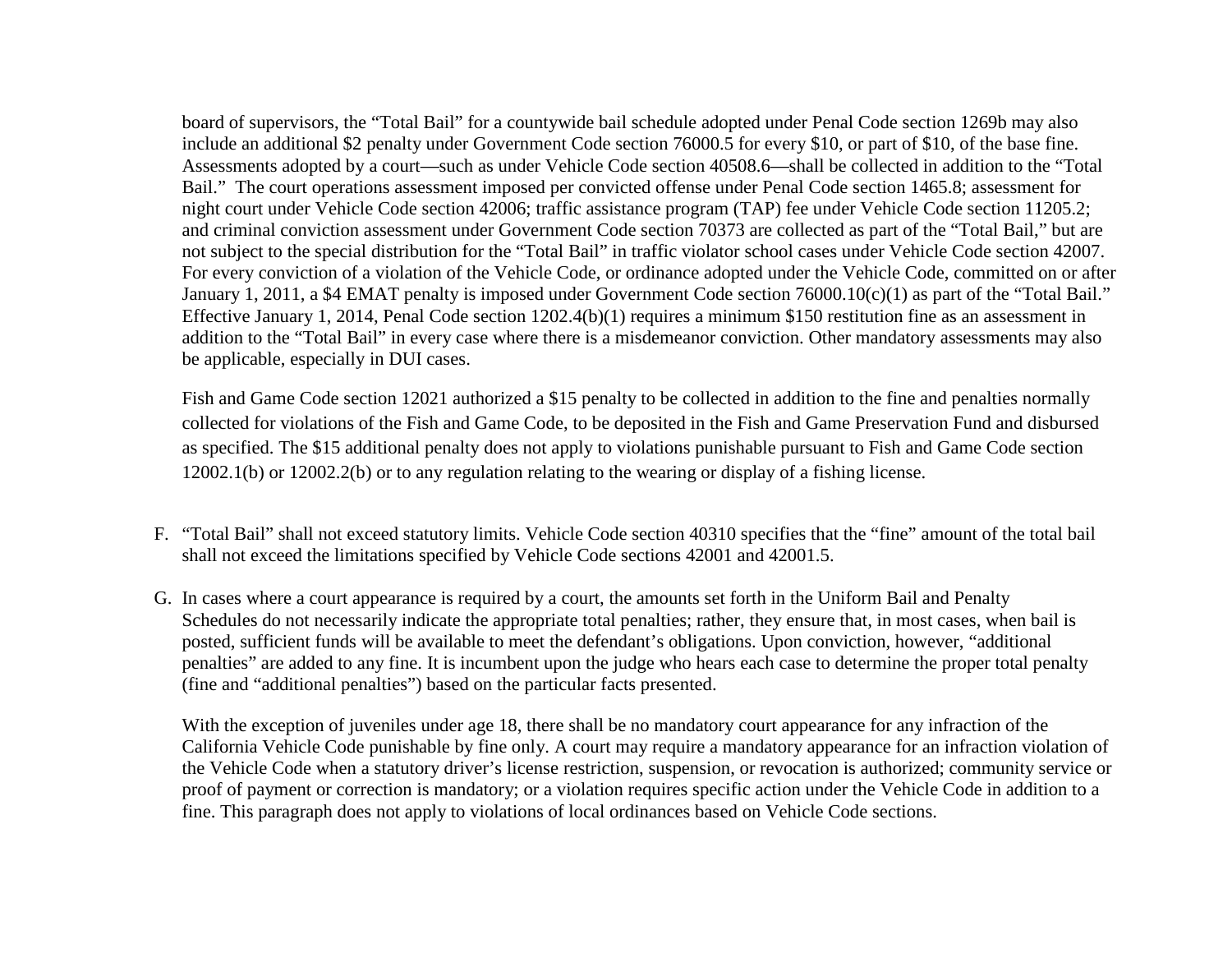board of supervisors, the "Total Bail" for a countywide bail schedule adopted under Penal Code section 1269b may also include an additional $2 penalty under Government Code section 76000.5 for every $10, or part of $10, of the base fine. Assessments adopted by a court—such as under Vehicle Code section 40508.6—shall be collected in addition to the "Total Bail." The court operations assessment imposed per convicted offense under Penal Code section 1465.8; assessment for night court under Vehicle Code section 42006; traffic assistance program (TAP) fee under Vehicle Code section 11205.2; and criminal conviction assessment under Government Code section 70373 are collected as part of the "Total Bail," but are not subject to the special distribution for the "Total Bail" in traffic violator school cases under Vehicle Code section 42007. For every conviction of a violation of the Vehicle Code, or ordinance adopted under the Vehicle Code, committed on or after January 1, 2011, a $4 EMAT penalty is imposed under Government Code section 76000.10(c)(1) as part of the "Total Bail." Effective January 1, 2014, Penal Code section 1202.4(b)(1) requires a minimum $150 restitution fine as an assessment in addition to the "Total Bail" in every case where there is a misdemeanor conviction. Other mandatory assessments may also be applicable, especially in DUI cases.

Fish and Game Code section 12021 authorized a $15 penalty to be collected in addition to the fine and penalties normally collected for violations of the Fish and Game Code, to be deposited in the Fish and Game Preservation Fund and disbursed as specified. The $15 additional penalty does not apply to violations punishable pursuant to Fish and Game Code section 12002.1(b) or 12002.2(b) or to any regulation relating to the wearing or display of a fishing license.

F. "Total Bail" shall not exceed statutory limits. Vehicle Code section 40310 specifies that the "fine" amount of the total bail shall not exceed the limitations specified by Vehicle Code sections 42001 and 42001.5.

G. In cases where a court appearance is required by a court, the amounts set forth in the Uniform Bail and Penalty Schedules do not necessarily indicate the appropriate total penalties; rather, they ensure that, in most cases, when bail is posted, sufficient funds will be available to meet the defendant's obligations. Upon conviction, however, "additional penalties" are added to any fine. It is incumbent upon the judge who hears each case to determine the proper total penalty (fine and "additional penalties") based on the particular facts presented.

   With the exception of juveniles under age 18, there shall be no mandatory court appearance for any infraction of the California Vehicle Code punishable by fine only. A court may require a mandatory appearance for an infraction violation of the Vehicle Code when a statutory driver's license restriction, suspension, or revocation is authorized; community service or proof of payment or correction is mandatory; or a violation requires specific action under the Vehicle Code in addition to a fine. This paragraph does not apply to violations of local ordinances based on Vehicle Code sections.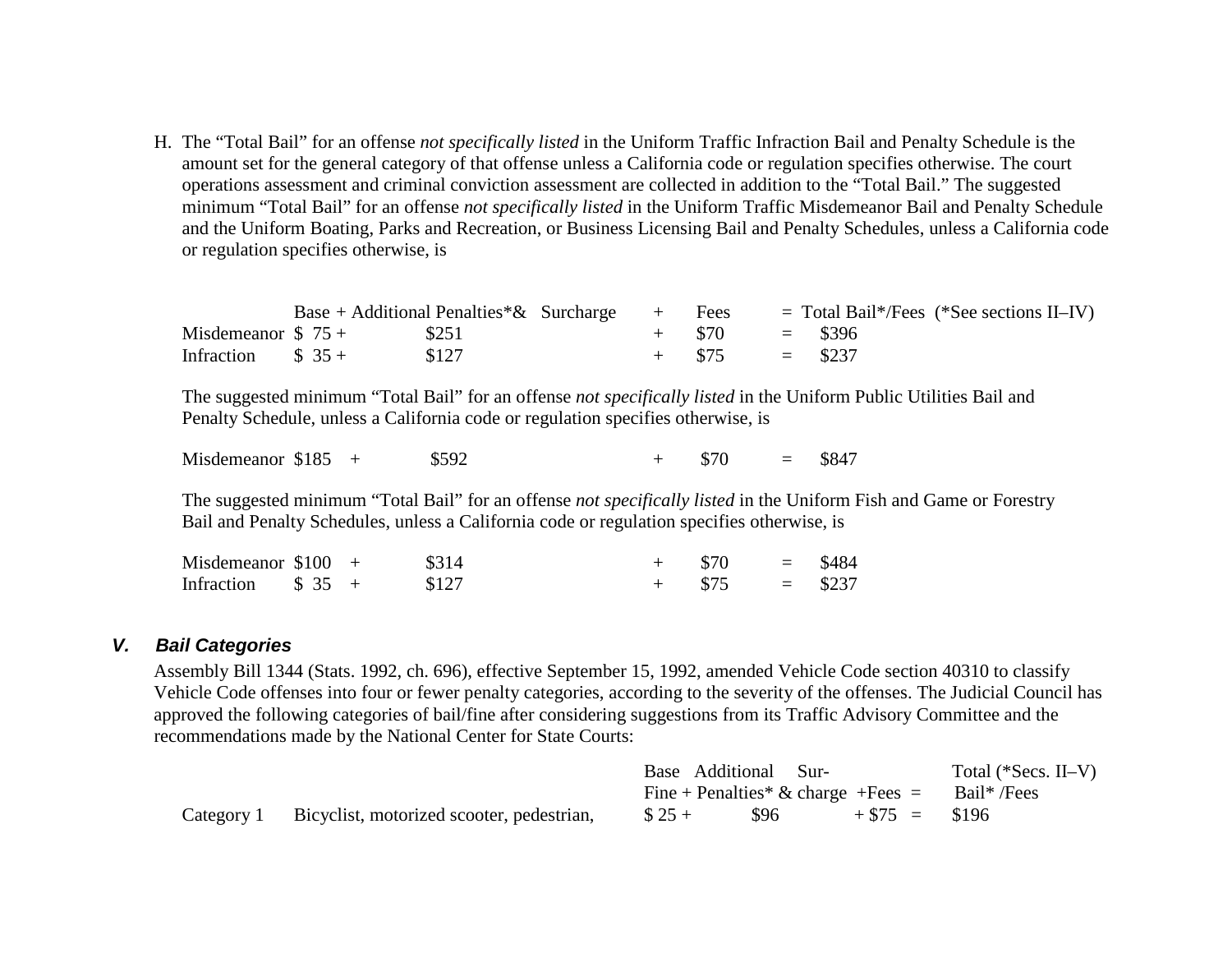H. The "Total Bail" for an offense *not specifically listed* in the Uniform Traffic Infraction Bail and Penalty Schedule is the amount set for the general category of that offense unless a California code or regulation specifies otherwise. The court operations assessment and criminal conviction assessment are collected in addition to the "Total Bail." The suggested minimum "Total Bail" for an offense *not specifically listed* in the Uniform Traffic Misdemeanor Bail and Penalty Schedule and the Uniform Boating, Parks and Recreation, or Business Licensing Bail and Penalty Schedules, unless a California code or regulation specifies otherwise, is

| | Base + | Additional Penalties*& Surcharge | + | Fees | = | Total Bail*/Fees (*See sections II–IV) |
|---|---|---|---|---|---|---|
| Misdemeanor | $ 75 + | $251 | + | $70 | = | $396 |
| Infraction | $ 35 + | $127 | + | $75 | = | $237 |

The suggested minimum "Total Bail" for an offense *not specifically listed* in the Uniform Public Utilities Bail and Penalty Schedule, unless a California code or regulation specifies otherwise, is

| | | | | | | |
|---|---|---|---|---|---|---|
| Misdemeanor | $185 + | $592 | + | $70 | = | $847 |

The suggested minimum "Total Bail" for an offense *not specifically listed* in the Uniform Fish and Game or Forestry Bail and Penalty Schedules, unless a California code or regulation specifies otherwise, is

| | | | | | | |
|---|---|---|---|---|---|---|
| Misdemeanor | $100 + | $314 | + | $70 | = | $484 |
| Infraction | $ 35 + | $127 | + | $75 | = | $237 |

### *V. Bail Categories*

Assembly Bill 1344 (Stats. 1992, ch. 696), effective September 15, 1992, amended Vehicle Code section 40310 to classify Vehicle Code offenses into four or fewer penalty categories, according to the severity of the offenses. The Judicial Council has approved the following categories of bail/fine after considering suggestions from its Traffic Advisory Committee and the recommendations made by the National Center for State Courts:

| | | Base Fine + | Additional Penalties* & Surcharge | +Fees = | Total (*Secs. II–V) Bail* /Fees |
|---|---|---|---|---|---|
| Category 1 | Bicyclist, motorized scooter, pedestrian, | $ 25 + | $96 | + $75 = | $196 |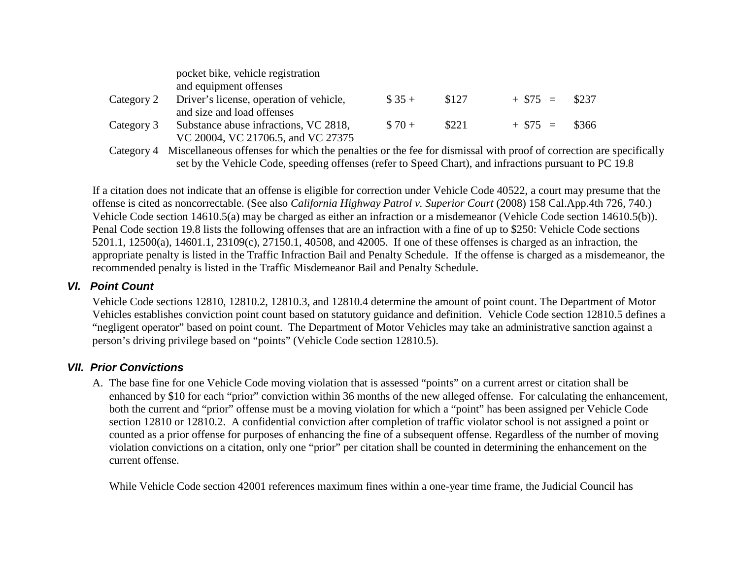| | | | | | |
|---|---|---|---|---|---|
| | pocket bike, vehicle registration and equipment offenses | | | | |
| Category 2 | Driver's license, operation of vehicle, and size and load offenses | $ 35 + | $127 | + $75 = | $237 |
| Category 3 | Substance abuse infractions, VC 2818, VC 20004, VC 21706.5, and VC 27375 | $ 70 + | $221 | + $75 = | $366 |
| Category 4 | Miscellaneous offenses for which the penalties or the fee for dismissal with proof of correction are specifically set by the Vehicle Code, speeding offenses (refer to Speed Chart), and infractions pursuant to PC 19.8 | | | | |

If a citation does not indicate that an offense is eligible for correction under Vehicle Code 40522, a court may presume that the offense is cited as noncorrectable. (See also *California Highway Patrol v. Superior Court* (2008) 158 Cal.App.4th 726, 740.) Vehicle Code section 14610.5(a) may be charged as either an infraction or a misdemeanor (Vehicle Code section 14610.5(b)). Penal Code section 19.8 lists the following offenses that are an infraction with a fine of up to $250: Vehicle Code sections 5201.1, 12500(a), 14601.1, 23109(c), 27150.1, 40508, and 42005. If one of these offenses is charged as an infraction, the appropriate penalty is listed in the Traffic Infraction Bail and Penalty Schedule. If the offense is charged as a misdemeanor, the recommended penalty is listed in the Traffic Misdemeanor Bail and Penalty Schedule.

## *VI. Point Count*

Vehicle Code sections 12810, 12810.2, 12810.3, and 12810.4 determine the amount of point count. The Department of Motor Vehicles establishes conviction point count based on statutory guidance and definition. Vehicle Code section 12810.5 defines a "negligent operator" based on point count. The Department of Motor Vehicles may take an administrative sanction against a person's driving privilege based on "points" (Vehicle Code section 12810.5).

## *VII. Prior Convictions*

A. The base fine for one Vehicle Code moving violation that is assessed "points" on a current arrest or citation shall be enhanced by $10 for each "prior" conviction within 36 months of the new alleged offense. For calculating the enhancement, both the current and "prior" offense must be a moving violation for which a "point" has been assigned per Vehicle Code section 12810 or 12810.2. A confidential conviction after completion of traffic violator school is not assigned a point or counted as a prior offense for purposes of enhancing the fine of a subsequent offense. Regardless of the number of moving violation convictions on a citation, only one "prior" per citation shall be counted in determining the enhancement on the current offense.

   While Vehicle Code section 42001 references maximum fines within a one-year time frame, the Judicial Council has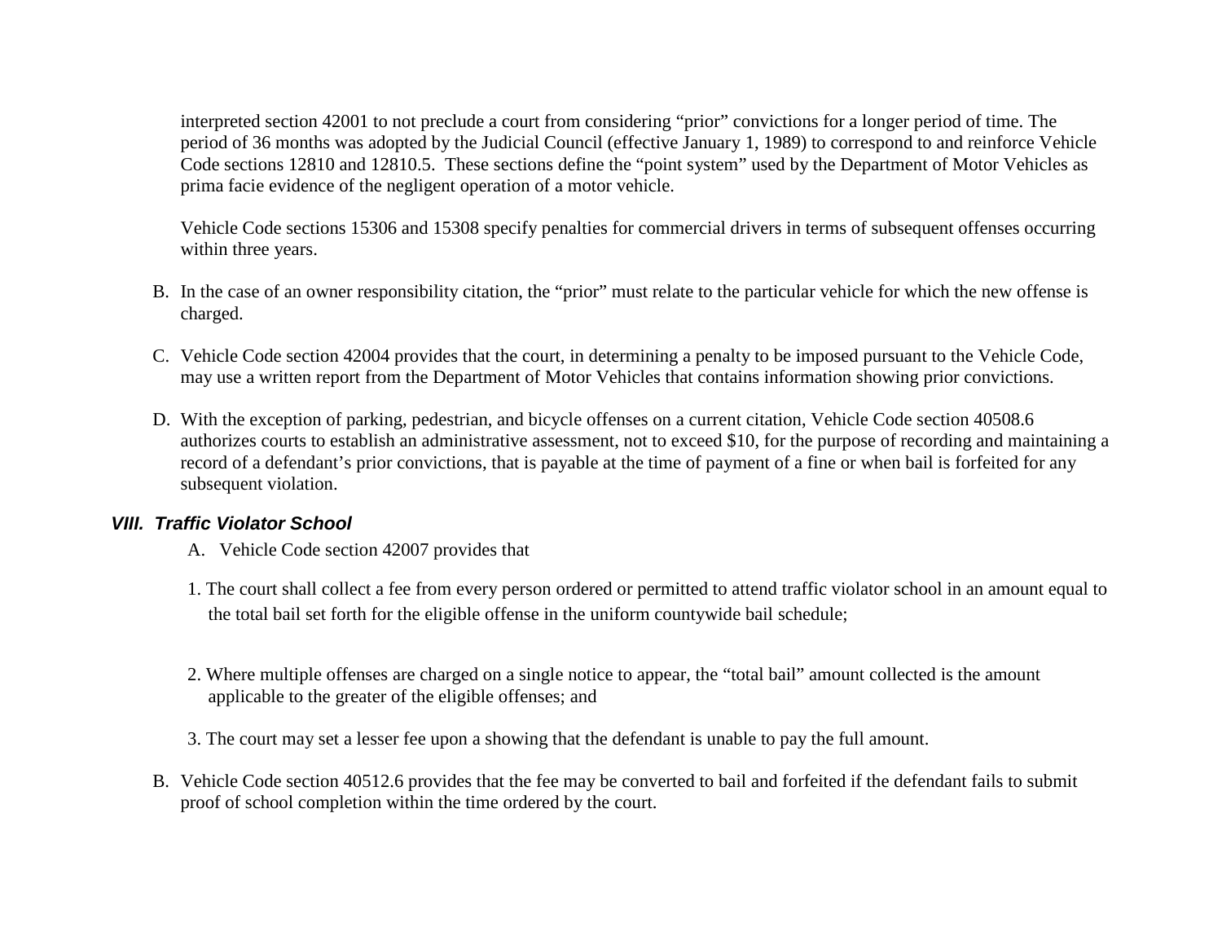interpreted section 42001 to not preclude a court from considering "prior" convictions for a longer period of time. The period of 36 months was adopted by the Judicial Council (effective January 1, 1989) to correspond to and reinforce Vehicle Code sections 12810 and 12810.5. These sections define the "point system" used by the Department of Motor Vehicles as prima facie evidence of the negligent operation of a motor vehicle.

Vehicle Code sections 15306 and 15308 specify penalties for commercial drivers in terms of subsequent offenses occurring within three years.

B. In the case of an owner responsibility citation, the "prior" must relate to the particular vehicle for which the new offense is charged.

C. Vehicle Code section 42004 provides that the court, in determining a penalty to be imposed pursuant to the Vehicle Code, may use a written report from the Department of Motor Vehicles that contains information showing prior convictions.

D. With the exception of parking, pedestrian, and bicycle offenses on a current citation, Vehicle Code section 40508.6 authorizes courts to establish an administrative assessment, not to exceed $10, for the purpose of recording and maintaining a record of a defendant's prior convictions, that is payable at the time of payment of a fine or when bail is forfeited for any subsequent violation.

### ***VIII. Traffic Violator School***

A. Vehicle Code section 42007 provides that

1. The court shall collect a fee from every person ordered or permitted to attend traffic violator school in an amount equal to the total bail set forth for the eligible offense in the uniform countywide bail schedule;

2. Where multiple offenses are charged on a single notice to appear, the "total bail" amount collected is the amount applicable to the greater of the eligible offenses; and

3. The court may set a lesser fee upon a showing that the defendant is unable to pay the full amount.

B. Vehicle Code section 40512.6 provides that the fee may be converted to bail and forfeited if the defendant fails to submit proof of school completion within the time ordered by the court.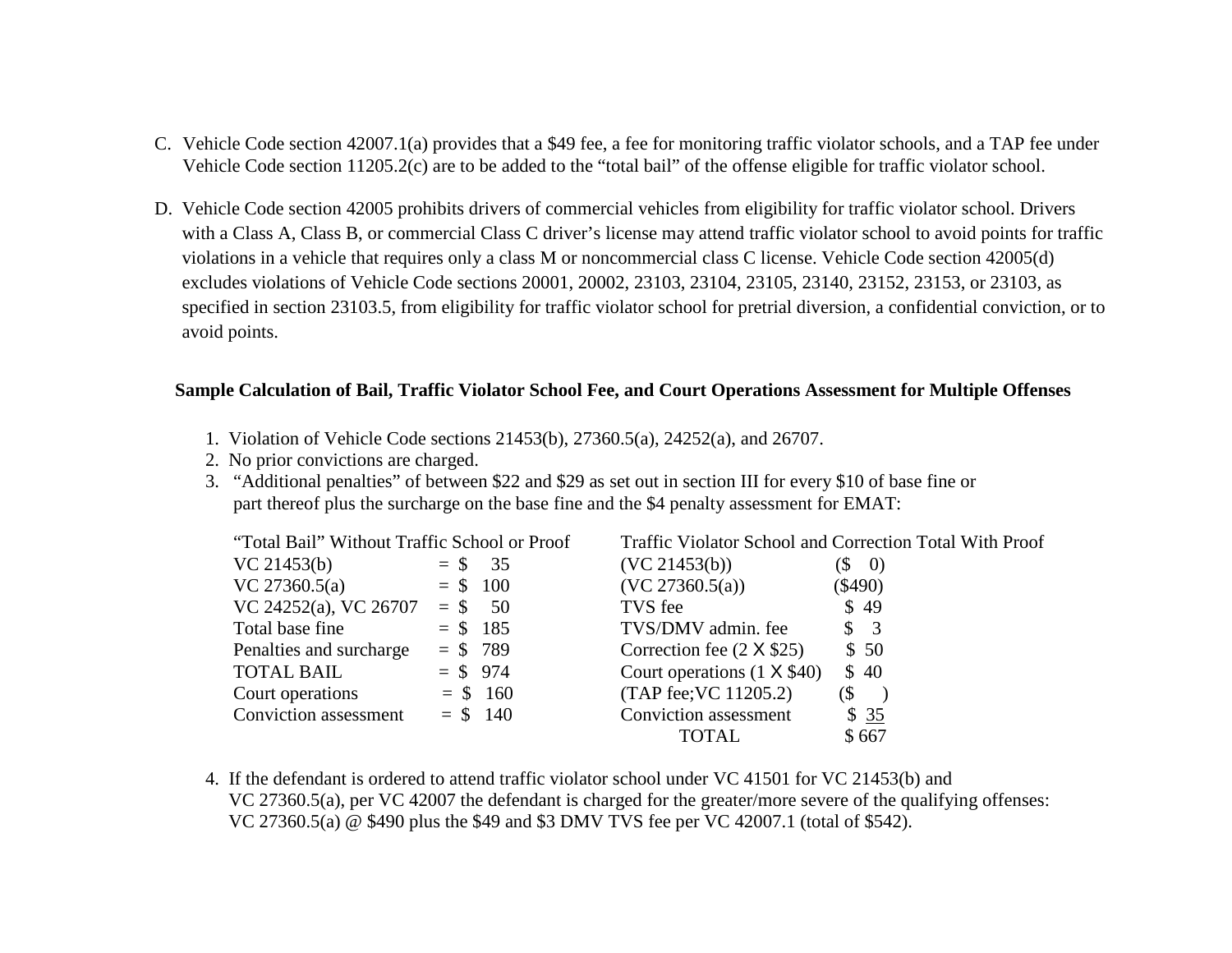C. Vehicle Code section 42007.1(a) provides that a $49 fee, a fee for monitoring traffic violator schools, and a TAP fee under Vehicle Code section 11205.2(c) are to be added to the "total bail" of the offense eligible for traffic violator school.

D. Vehicle Code section 42005 prohibits drivers of commercial vehicles from eligibility for traffic violator school. Drivers with a Class A, Class B, or commercial Class C driver's license may attend traffic violator school to avoid points for traffic violations in a vehicle that requires only a class M or noncommercial class C license. Vehicle Code section 42005(d) excludes violations of Vehicle Code sections 20001, 20002, 23103, 23104, 23105, 23140, 23152, 23153, or 23103, as specified in section 23103.5, from eligibility for traffic violator school for pretrial diversion, a confidential conviction, or to avoid points.

**Sample Calculation of Bail, Traffic Violator School Fee, and Court Operations Assessment for Multiple Offenses**

1. Violation of Vehicle Code sections 21453(b), 27360.5(a), 24252(a), and 26707.
2. No prior convictions are charged.
3. "Additional penalties" of between $22 and $29 as set out in section III for every $10 of base fine or part thereof plus the surcharge on the base fine and the $4 penalty assessment for EMAT:

| "Total Bail" Without Traffic School or Proof | | Traffic Violator School and Correction Total With Proof | |
|---|---|---|---|
| VC 21453(b) | = $ 35 | (VC 21453(b)) | ($ 0) |
| VC 27360.5(a) | = $ 100 | (VC 27360.5(a)) | ($490) |
| VC 24252(a), VC 26707 | = $ 50 | TVS fee | $ 49 |
| Total base fine | = $ 185 | TVS/DMV admin. fee | $ 3 |
| Penalties and surcharge | = $ 789 | Correction fee (2 X $25) | $ 50 |
| TOTAL BAIL | = $ 974 | Court operations (1 X $40) | $ 40 |
| Court operations | = $ 160 | (TAP fee;VC 11205.2) | ($ ) |
| Conviction assessment | = $ 140 | Conviction assessment | $ 35 |
| | | TOTAL | $ 667 |

4. If the defendant is ordered to attend traffic violator school under VC 41501 for VC 21453(b) and VC 27360.5(a), per VC 42007 the defendant is charged for the greater/more severe of the qualifying offenses: VC 27360.5(a) @ $490 plus the $49 and $3 DMV TVS fee per VC 42007.1 (total of $542).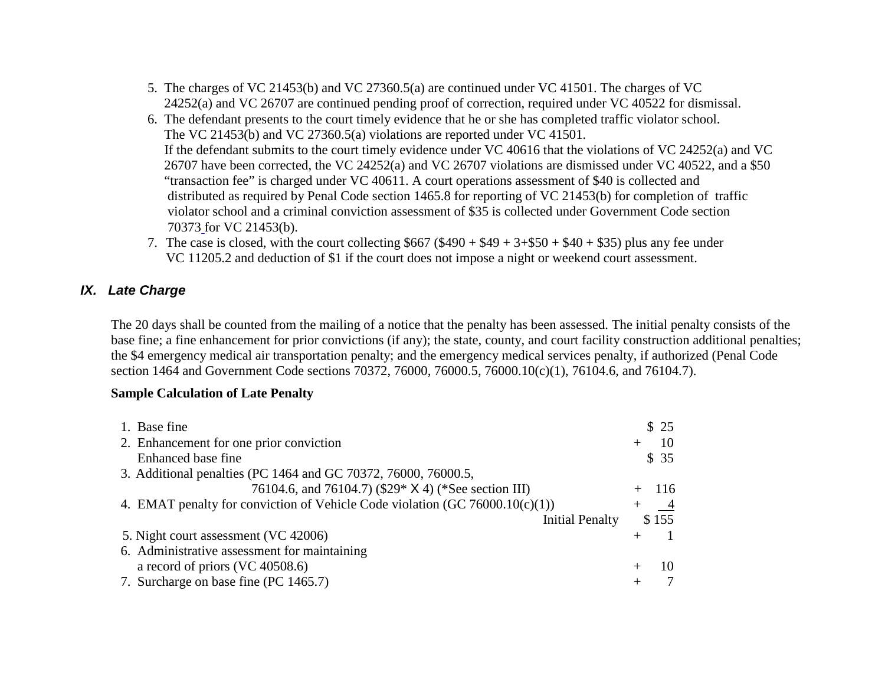5. The charges of VC 21453(b) and VC 27360.5(a) are continued under VC 41501. The charges of VC 24252(a) and VC 26707 are continued pending proof of correction, required under VC 40522 for dismissal.
6. The defendant presents to the court timely evidence that he or she has completed traffic violator school. The VC 21453(b) and VC 27360.5(a) violations are reported under VC 41501. If the defendant submits to the court timely evidence under VC 40616 that the violations of VC 24252(a) and VC 26707 have been corrected, the VC 24252(a) and VC 26707 violations are dismissed under VC 40522, and a $50 "transaction fee" is charged under VC 40611. A court operations assessment of $40 is collected and distributed as required by Penal Code section 1465.8 for reporting of VC 21453(b) for completion of traffic violator school and a criminal conviction assessment of $35 is collected under Government Code section 70373 for VC 21453(b).
7. The case is closed, with the court collecting $667 ($490 + $49 + 3+$50 + $40 + $35) plus any fee under VC 11205.2 and deduction of $1 if the court does not impose a night or weekend court assessment.

## *IX. Late Charge*

The 20 days shall be counted from the mailing of a notice that the penalty has been assessed. The initial penalty consists of the base fine; a fine enhancement for prior convictions (if any); the state, county, and court facility construction additional penalties; the $4 emergency medical air transportation penalty; and the emergency medical services penalty, if authorized (Penal Code section 1464 and Government Code sections 70372, 76000, 76000.5, 76000.10(c)(1), 76104.6, and 76104.7).

**Sample Calculation of Late Penalty**

| | |
|---|---|
| 1. Base fine | $ 25 |
| 2. Enhancement for one prior conviction | + 10 |
| Enhanced base fine | $ 35 |
| 3. Additional penalties (PC 1464 and GC 70372, 76000, 76000.5, 76104.6, and 76104.7) ($29* X 4) (*See section III) | + 116 |
| 4. EMAT penalty for conviction of Vehicle Code violation (GC 76000.10(c)(1)) | + 4 |
| Initial Penalty | $ 155 |
| 5. Night court assessment (VC 42006) | + 1 |
| 6. Administrative assessment for maintaining a record of priors (VC 40508.6) | + 10 |
| 7. Surcharge on base fine (PC 1465.7) | + 7 |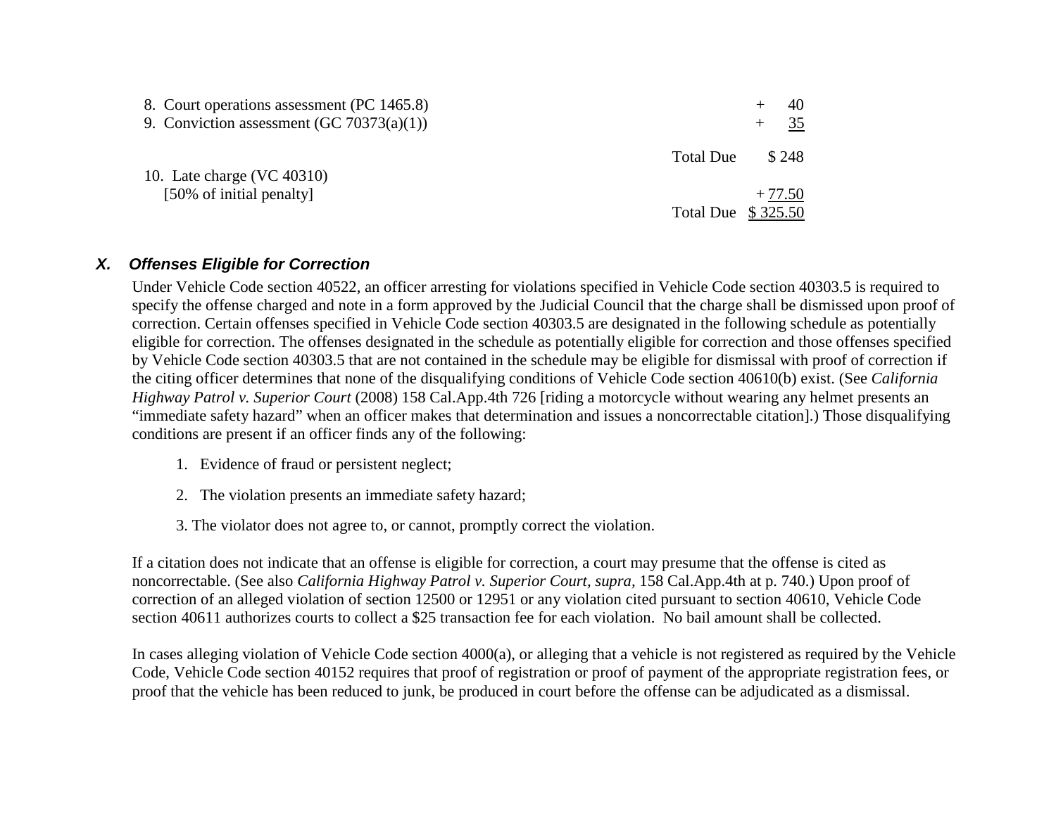| | | |
|---|---|---|
| 8. Court operations assessment (PC 1465.8) | | + 40 |
| 9. Conviction assessment (GC 70373(a)(1)) | | + 35 |
| | Total Due | $ 248 |
| 10. Late charge (VC 40310) [50% of initial penalty] | | + 77.50 |
| | Total Due | $ 325.50 |

### *X. Offenses Eligible for Correction*

Under Vehicle Code section 40522, an officer arresting for violations specified in Vehicle Code section 40303.5 is required to specify the offense charged and note in a form approved by the Judicial Council that the charge shall be dismissed upon proof of correction. Certain offenses specified in Vehicle Code section 40303.5 are designated in the following schedule as potentially eligible for correction. The offenses designated in the schedule as potentially eligible for correction and those offenses specified by Vehicle Code section 40303.5 that are not contained in the schedule may be eligible for dismissal with proof of correction if the citing officer determines that none of the disqualifying conditions of Vehicle Code section 40610(b) exist. (See *California Highway Patrol v. Superior Court* (2008) 158 Cal.App.4th 726 [riding a motorcycle without wearing any helmet presents an "immediate safety hazard" when an officer makes that determination and issues a noncorrectable citation].) Those disqualifying conditions are present if an officer finds any of the following:

1. Evidence of fraud or persistent neglect;
2. The violation presents an immediate safety hazard;
3. The violator does not agree to, or cannot, promptly correct the violation.

If a citation does not indicate that an offense is eligible for correction, a court may presume that the offense is cited as noncorrectable. (See also *California Highway Patrol v. Superior Court, supra*, 158 Cal.App.4th at p. 740.) Upon proof of correction of an alleged violation of section 12500 or 12951 or any violation cited pursuant to section 40610, Vehicle Code section 40611 authorizes courts to collect a $25 transaction fee for each violation. No bail amount shall be collected.

In cases alleging violation of Vehicle Code section 4000(a), or alleging that a vehicle is not registered as required by the Vehicle Code, Vehicle Code section 40152 requires that proof of registration or proof of payment of the appropriate registration fees, or proof that the vehicle has been reduced to junk, be produced in court before the offense can be adjudicated as a dismissal.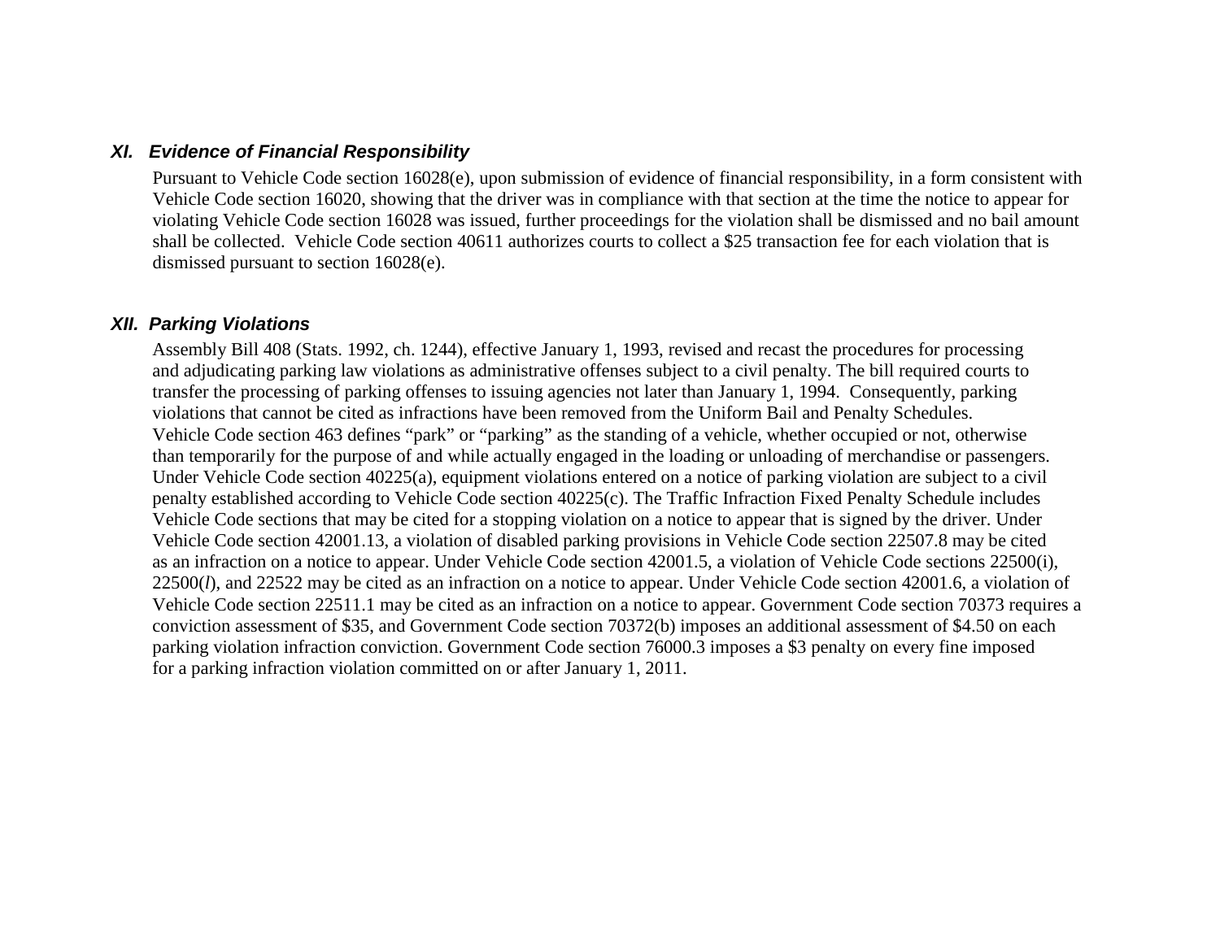### *XI. Evidence of Financial Responsibility*

Pursuant to Vehicle Code section 16028(e), upon submission of evidence of financial responsibility, in a form consistent with Vehicle Code section 16020, showing that the driver was in compliance with that section at the time the notice to appear for violating Vehicle Code section 16028 was issued, further proceedings for the violation shall be dismissed and no bail amount shall be collected. Vehicle Code section 40611 authorizes courts to collect a $25 transaction fee for each violation that is dismissed pursuant to section 16028(e).

### *XII. Parking Violations*

Assembly Bill 408 (Stats. 1992, ch. 1244), effective January 1, 1993, revised and recast the procedures for processing and adjudicating parking law violations as administrative offenses subject to a civil penalty. The bill required courts to transfer the processing of parking offenses to issuing agencies not later than January 1, 1994. Consequently, parking violations that cannot be cited as infractions have been removed from the Uniform Bail and Penalty Schedules. Vehicle Code section 463 defines "park" or "parking" as the standing of a vehicle, whether occupied or not, otherwise than temporarily for the purpose of and while actually engaged in the loading or unloading of merchandise or passengers. Under Vehicle Code section 40225(a), equipment violations entered on a notice of parking violation are subject to a civil penalty established according to Vehicle Code section 40225(c). The Traffic Infraction Fixed Penalty Schedule includes Vehicle Code sections that may be cited for a stopping violation on a notice to appear that is signed by the driver. Under Vehicle Code section 42001.13, a violation of disabled parking provisions in Vehicle Code section 22507.8 may be cited as an infraction on a notice to appear. Under Vehicle Code section 42001.5, a violation of Vehicle Code sections 22500(i), 22500(*l*), and 22522 may be cited as an infraction on a notice to appear. Under Vehicle Code section 42001.6, a violation of Vehicle Code section 22511.1 may be cited as an infraction on a notice to appear. Government Code section 70373 requires a conviction assessment of $35, and Government Code section 70372(b) imposes an additional assessment of $4.50 on each parking violation infraction conviction. Government Code section 76000.3 imposes a $3 penalty on every fine imposed for a parking infraction violation committed on or after January 1, 2011.